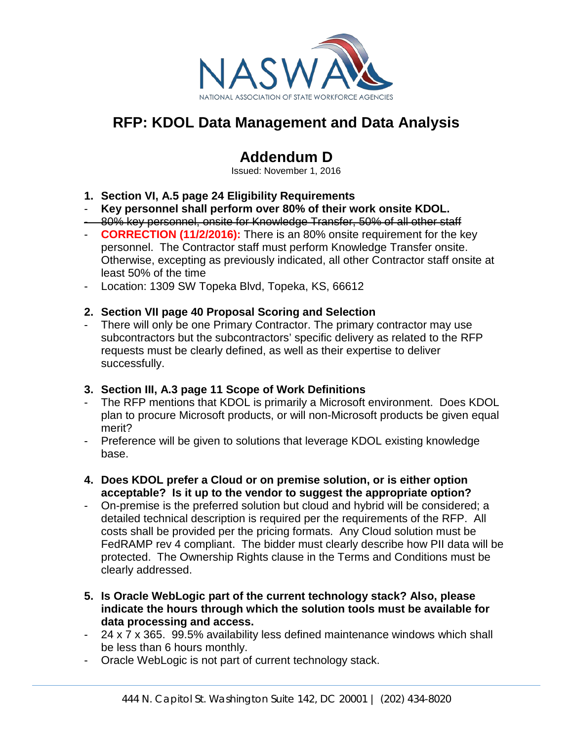# RFP: KDOL Data Management and Data Analysis

## Addendum D

Issued: November 1, 2016

1. **Section VI, A.5 page 24 Eligibility Requirements**
   - **Key personnel shall perform over 80% of their work onsite KDOL.**
   - ~~80% key personnel, onsite for Knowledge Transfer, 50% of all other staff~~
   - **CORRECTION (11/2/2016):** There is an 80% onsite requirement for the key personnel. The Contractor staff must perform Knowledge Transfer onsite. Otherwise, excepting as previously indicated, all other Contractor staff onsite at least 50% of the time
   - Location: 1309 SW Topeka Blvd, Topeka, KS, 66612

2. **Section VII page 40 Proposal Scoring and Selection**
   - There will only be one Primary Contractor. The primary contractor may use subcontractors but the subcontractors' specific delivery as related to the RFP requests must be clearly defined, as well as their expertise to deliver successfully.

3. **Section III, A.3 page 11 Scope of Work Definitions**
   - The RFP mentions that KDOL is primarily a Microsoft environment. Does KDOL plan to procure Microsoft products, or will non-Microsoft products be given equal merit?
   - Preference will be given to solutions that leverage KDOL existing knowledge base.

4. **Does KDOL prefer a Cloud or on premise solution, or is either option acceptable? Is it up to the vendor to suggest the appropriate option?**
   - On-premise is the preferred solution but cloud and hybrid will be considered; a detailed technical description is required per the requirements of the RFP. All costs shall be provided per the pricing formats. Any Cloud solution must be FedRAMP rev 4 compliant. The bidder must clearly describe how PII data will be protected. The Ownership Rights clause in the Terms and Conditions must be clearly addressed.

5. **Is Oracle WebLogic part of the current technology stack? Also, please indicate the hours through which the solution tools must be available for data processing and access.**
   - 24 x 7 x 365. 99.5% availability less defined maintenance windows which shall be less than 6 hours monthly.
   - Oracle WebLogic is not part of current technology stack.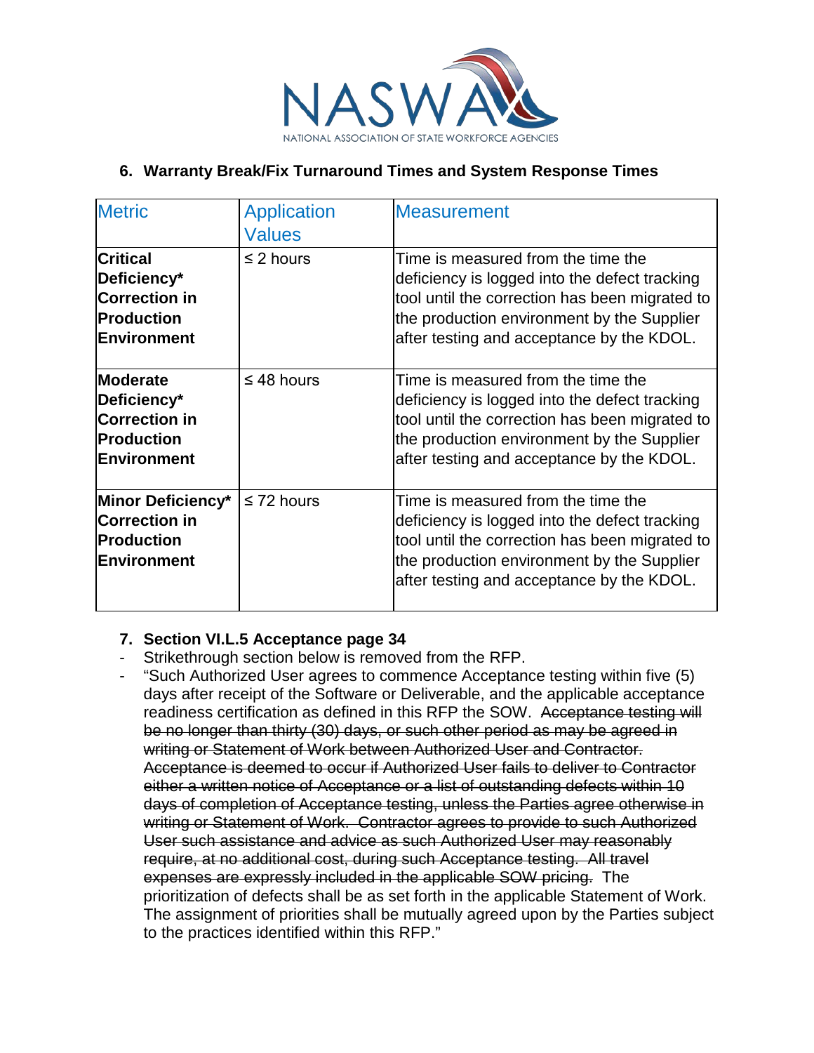NASWA

NATIONAL ASSOCIATION OF STATE WORKFORCE AGENCIES

6. **Warranty Break/Fix Turnaround Times and System Response Times**

| Metric | Application Values | Measurement |
|---|---|---|
| **Critical Deficiency* Correction in Production Environment** | ≤ 2 hours | Time is measured from the time the deficiency is logged into the defect tracking tool until the correction has been migrated to the production environment by the Supplier after testing and acceptance by the KDOL. |
| **Moderate Deficiency* Correction in Production Environment** | ≤ 48 hours | Time is measured from the time the deficiency is logged into the defect tracking tool until the correction has been migrated to the production environment by the Supplier after testing and acceptance by the KDOL. |
| **Minor Deficiency* Correction in Production Environment** | ≤ 72 hours | Time is measured from the time the deficiency is logged into the defect tracking tool until the correction has been migrated to the production environment by the Supplier after testing and acceptance by the KDOL. |

7. **Section VI.L.5 Acceptance page 34**

- Strikethrough section below is removed from the RFP.
- "Such Authorized User agrees to commence Acceptance testing within five (5) days after receipt of the Software or Deliverable, and the applicable acceptance readiness certification as defined in this RFP the SOW. ~~Acceptance testing will be no longer than thirty (30) days, or such other period as may be agreed in writing or Statement of Work between Authorized User and Contractor. Acceptance is deemed to occur if Authorized User fails to deliver to Contractor either a written notice of Acceptance or a list of outstanding defects within 10 days of completion of Acceptance testing, unless the Parties agree otherwise in writing or Statement of Work. Contractor agrees to provide to such Authorized User such assistance and advice as such Authorized User may reasonably require, at no additional cost, during such Acceptance testing. All travel expenses are expressly included in the applicable SOW pricing.~~ The prioritization of defects shall be as set forth in the applicable Statement of Work. The assignment of priorities shall be mutually agreed upon by the Parties subject to the practices identified within this RFP."